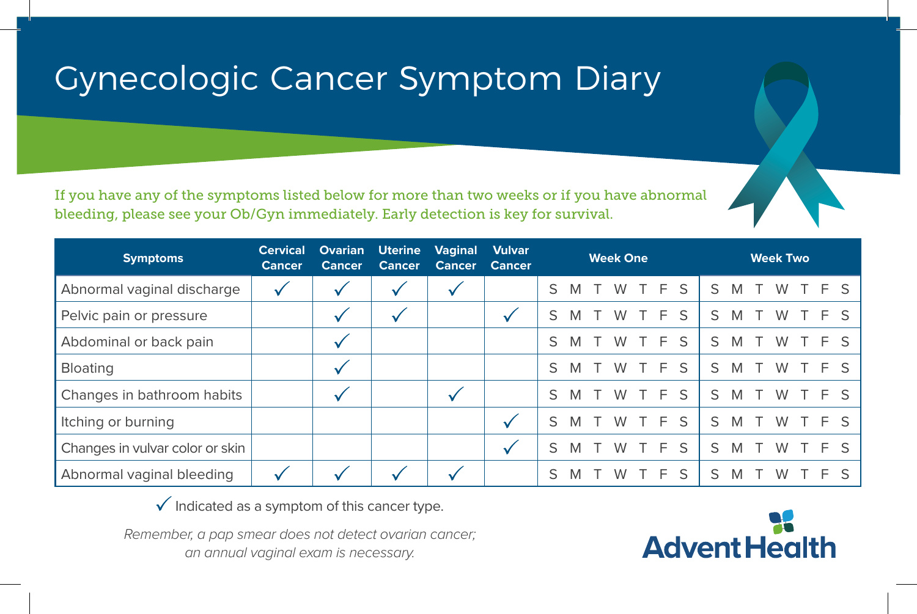# Gynecologic Cancer Symptom Diary

If you have any of the symptoms listed below for more than two weeks or if you have abnormal bleeding, please see your Ob/Gyn immediately. Early detection is key for survival.

| Symptoms | Cervical Cancer | Ovarian Cancer | Uterine Cancer | Vaginal Cancer | Vulvar Cancer | Week One | Week Two |
|---|---|---|---|---|---|---|---|
| Abnormal vaginal discharge | ✓ | ✓ | ✓ | ✓ | | S M T W T F S | S M T W T F S |
| Pelvic pain or pressure | | ✓ | ✓ | | ✓ | S M T W T F S | S M T W T F S |
| Abdominal or back pain | | ✓ | | | | S M T W T F S | S M T W T F S |
| Bloating | | ✓ | | | | S M T W T F S | S M T W T F S |
| Changes in bathroom habits | | ✓ | | ✓ | | S M T W T F S | S M T W T F S |
| Itching or burning | | | | | ✓ | S M T W T F S | S M T W T F S |
| Changes in vulvar color or skin | | | | | ✓ | S M T W T F S | S M T W T F S |
| Abnormal vaginal bleeding | ✓ | ✓ | ✓ | ✓ | | S M T W T F S | S M T W T F S |

✓ Indicated as a symptom of this cancer type.

*Remember, a pap smear does not detect ovarian cancer; an annual vaginal exam is necessary.*

AdventHealth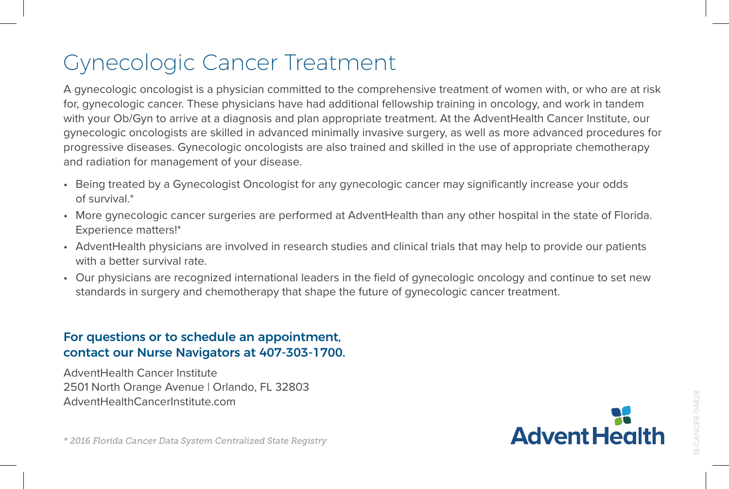# Gynecologic Cancer Treatment

A gynecologic oncologist is a physician committed to the comprehensive treatment of women with, or who are at risk for, gynecologic cancer. These physicians have had additional fellowship training in oncology, and work in tandem with your Ob/Gyn to arrive at a diagnosis and plan appropriate treatment. At the AdventHealth Cancer Institute, our gynecologic oncologists are skilled in advanced minimally invasive surgery, as well as more advanced procedures for progressive diseases. Gynecologic oncologists are also trained and skilled in the use of appropriate chemotherapy and radiation for management of your disease.

- Being treated by a Gynecologist Oncologist for any gynecologic cancer may significantly increase your odds of survival.*
- More gynecologic cancer surgeries are performed at AdventHealth than any other hospital in the state of Florida. Experience matters!*
- AdventHealth physicians are involved in research studies and clinical trials that may help to provide our patients with a better survival rate.
- Our physicians are recognized international leaders in the field of gynecologic oncology and continue to set new standards in surgery and chemotherapy that shape the future of gynecologic cancer treatment.

**For questions or to schedule an appointment, contact our Nurse Navigators at 407-303-1700.**

AdventHealth Cancer Institute
2501 North Orange Avenue | Orlando, FL 32803
AdventHealthCancerInstitute.com

*\* 2016 Florida Cancer Data System Centralized State Registry*

AdventHealth

18-CANCER-04828